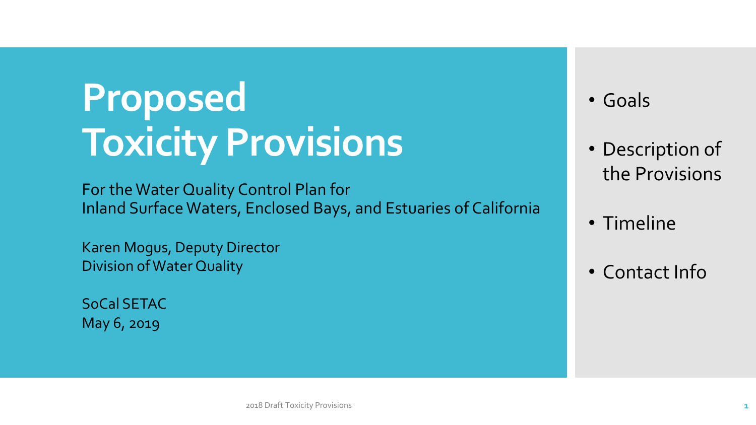# Proposed Toxicity Provisions

For the Water Quality Control Plan for
Inland Surface Waters, Enclosed Bays, and Estuaries of California

Karen Mogus, Deputy Director
Division of Water Quality

SoCal SETAC
May 6, 2019

- Goals
- Description of the Provisions
- Timeline
- Contact Info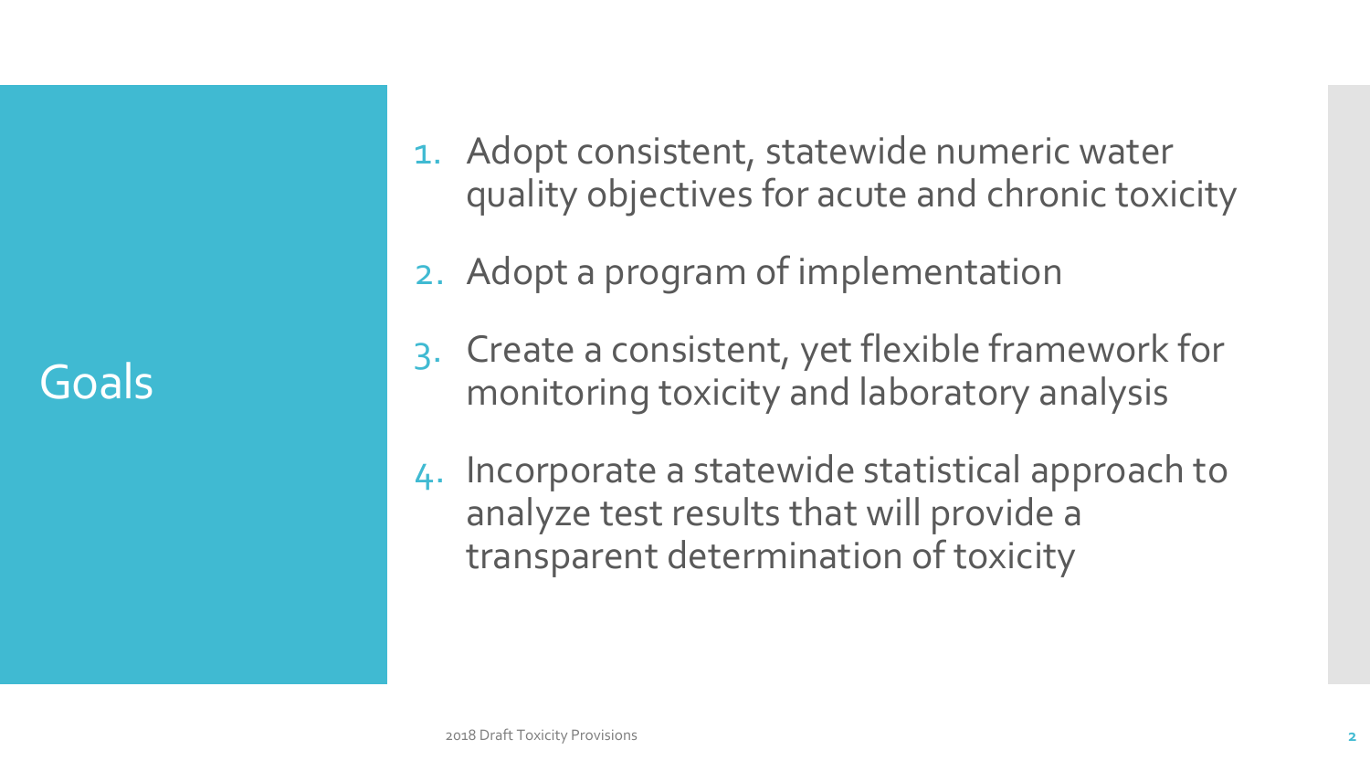# Goals

1. Adopt consistent, statewide numeric water quality objectives for acute and chronic toxicity
2. Adopt a program of implementation
3. Create a consistent, yet flexible framework for monitoring toxicity and laboratory analysis
4. Incorporate a statewide statistical approach to analyze test results that will provide a transparent determination of toxicity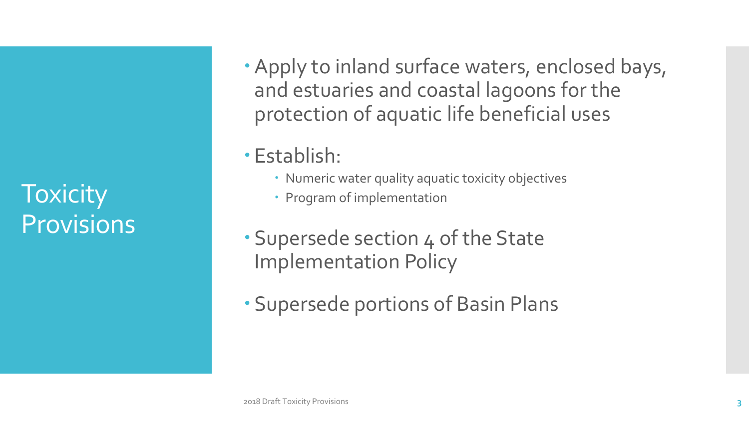# Toxicity Provisions

- Apply to inland surface waters, enclosed bays, and estuaries and coastal lagoons for the protection of aquatic life beneficial uses
- Establish:
  - Numeric water quality aquatic toxicity objectives
  - Program of implementation
- Supersede section 4 of the State Implementation Policy
- Supersede portions of Basin Plans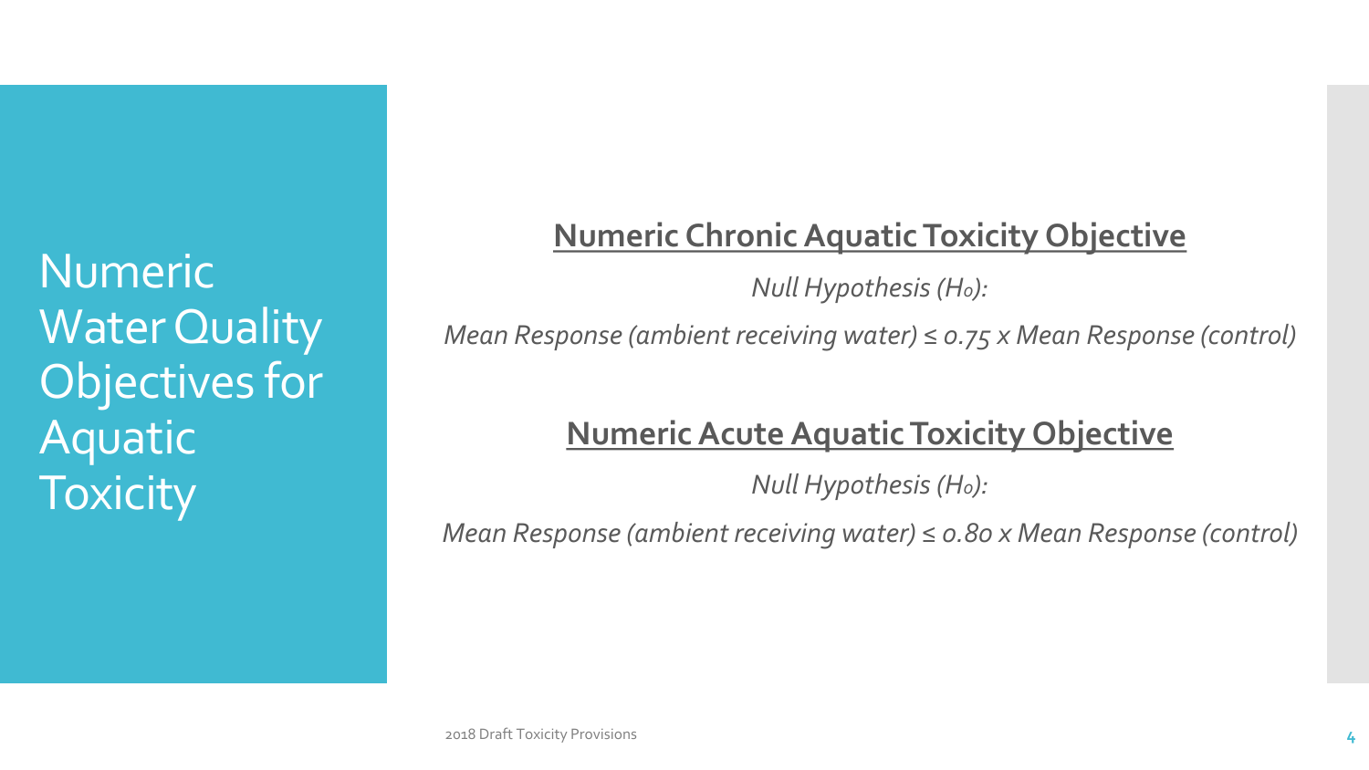# Numeric Water Quality Objectives for Aquatic Toxicity

## Numeric Chronic Aquatic Toxicity Objective

*Null Hypothesis ($H_o$):*

*Mean Response (ambient receiving water) ≤ 0.75 x Mean Response (control)*

## Numeric Acute Aquatic Toxicity Objective

*Null Hypothesis ($H_o$):*

*Mean Response (ambient receiving water) ≤ 0.80 x Mean Response (control)*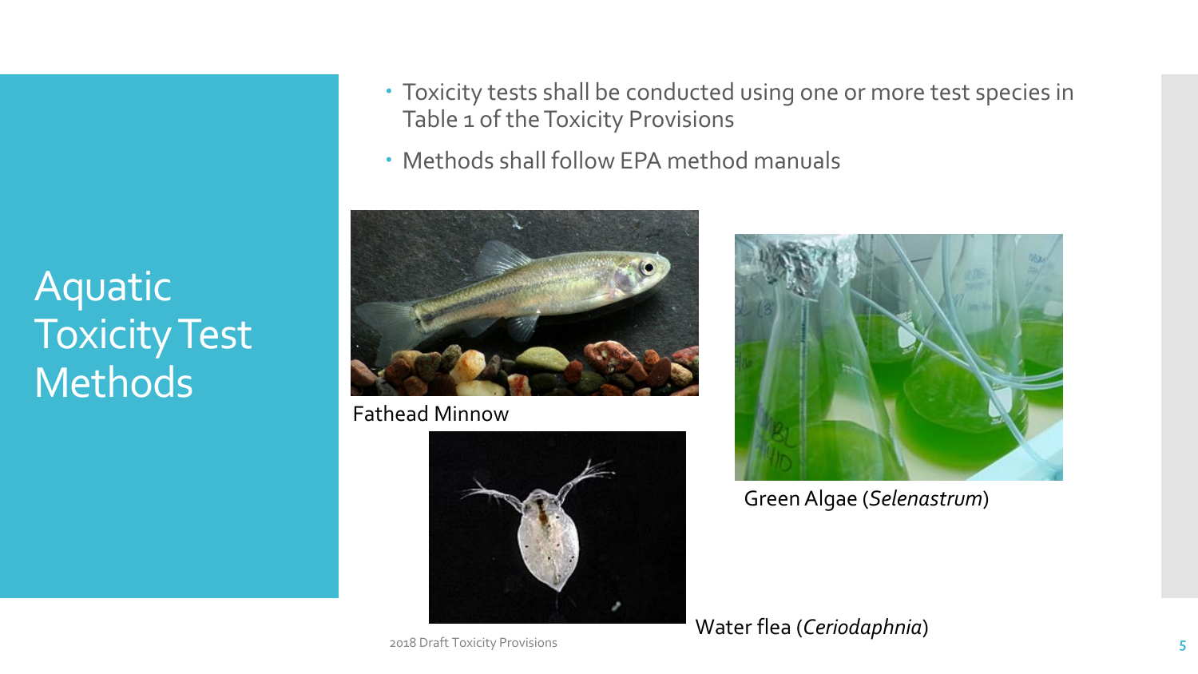# Aquatic Toxicity Test Methods

- Toxicity tests shall be conducted using one or more test species in Table 1 of the Toxicity Provisions
- Methods shall follow EPA method manuals

Fathead Minnow

Green Algae (*Selenastrum*)

Water flea (*Ceriodaphnia*)

2018 Draft Toxicity Provisions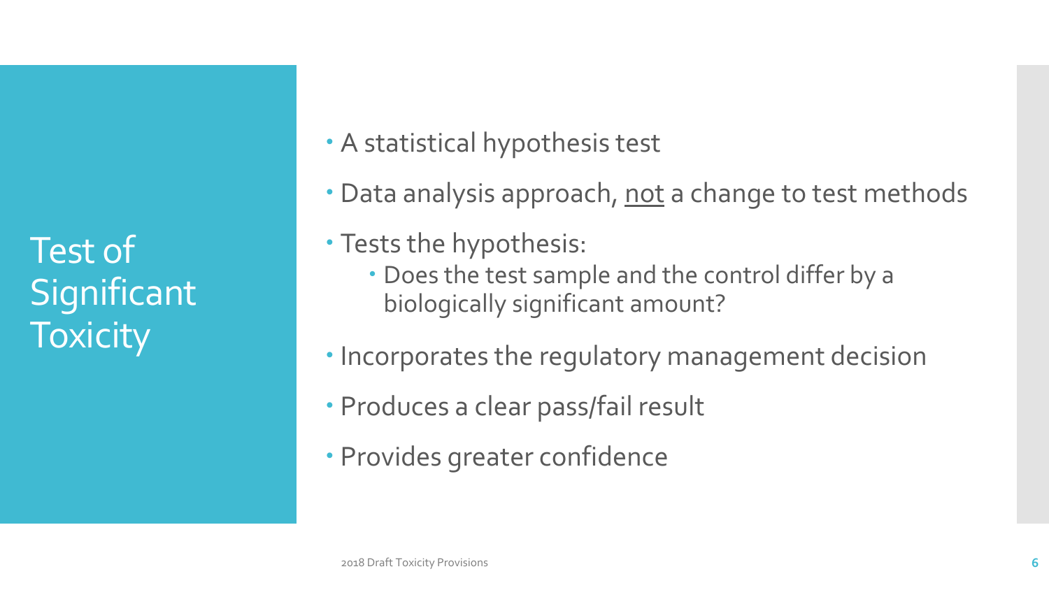# Test of Significant Toxicity

- A statistical hypothesis test
- Data analysis approach, <u>not</u> a change to test methods
- Tests the hypothesis:
  - Does the test sample and the control differ by a biologically significant amount?
- Incorporates the regulatory management decision
- Produces a clear pass/fail result
- Provides greater confidence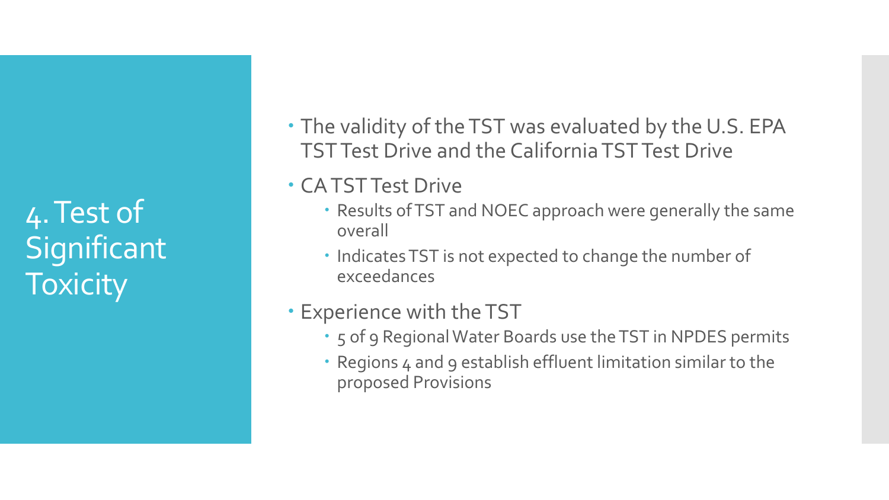# 4. Test of Significant Toxicity

- The validity of the TST was evaluated by the U.S. EPA TST Test Drive and the California TST Test Drive
- CA TST Test Drive
  - Results of TST and NOEC approach were generally the same overall
  - Indicates TST is not expected to change the number of exceedances
- Experience with the TST
  - 5 of 9 Regional Water Boards use the TST in NPDES permits
  - Regions 4 and 9 establish effluent limitation similar to the proposed Provisions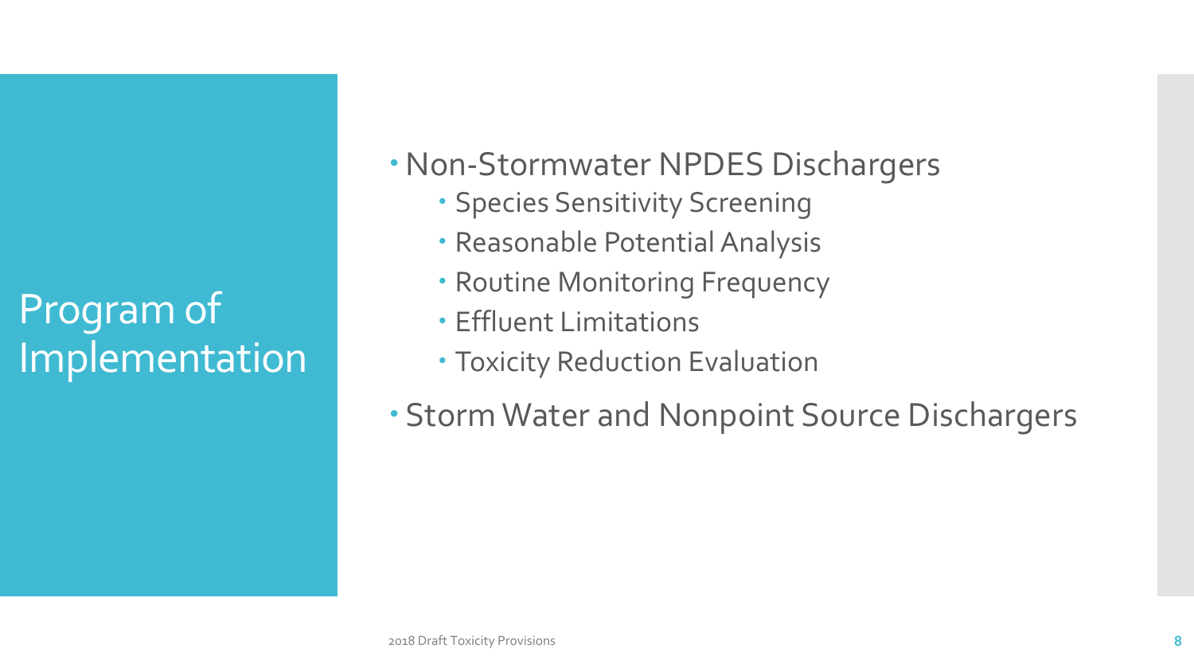# Program of Implementation

- Non-Stormwater NPDES Dischargers
  - Species Sensitivity Screening
  - Reasonable Potential Analysis
  - Routine Monitoring Frequency
  - Effluent Limitations
  - Toxicity Reduction Evaluation
- Storm Water and Nonpoint Source Dischargers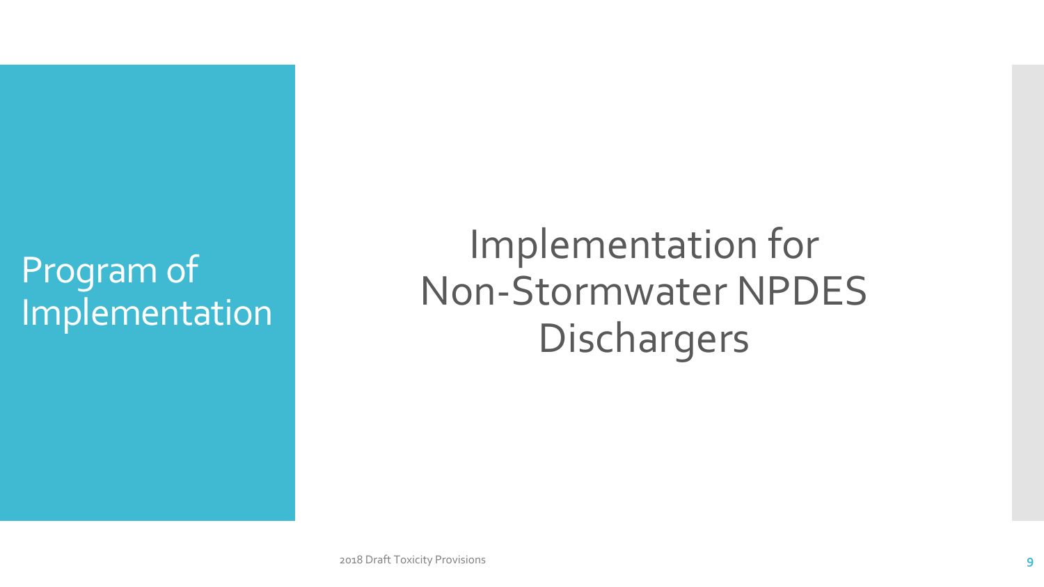# Program of Implementation

## Implementation for Non-Stormwater NPDES Dischargers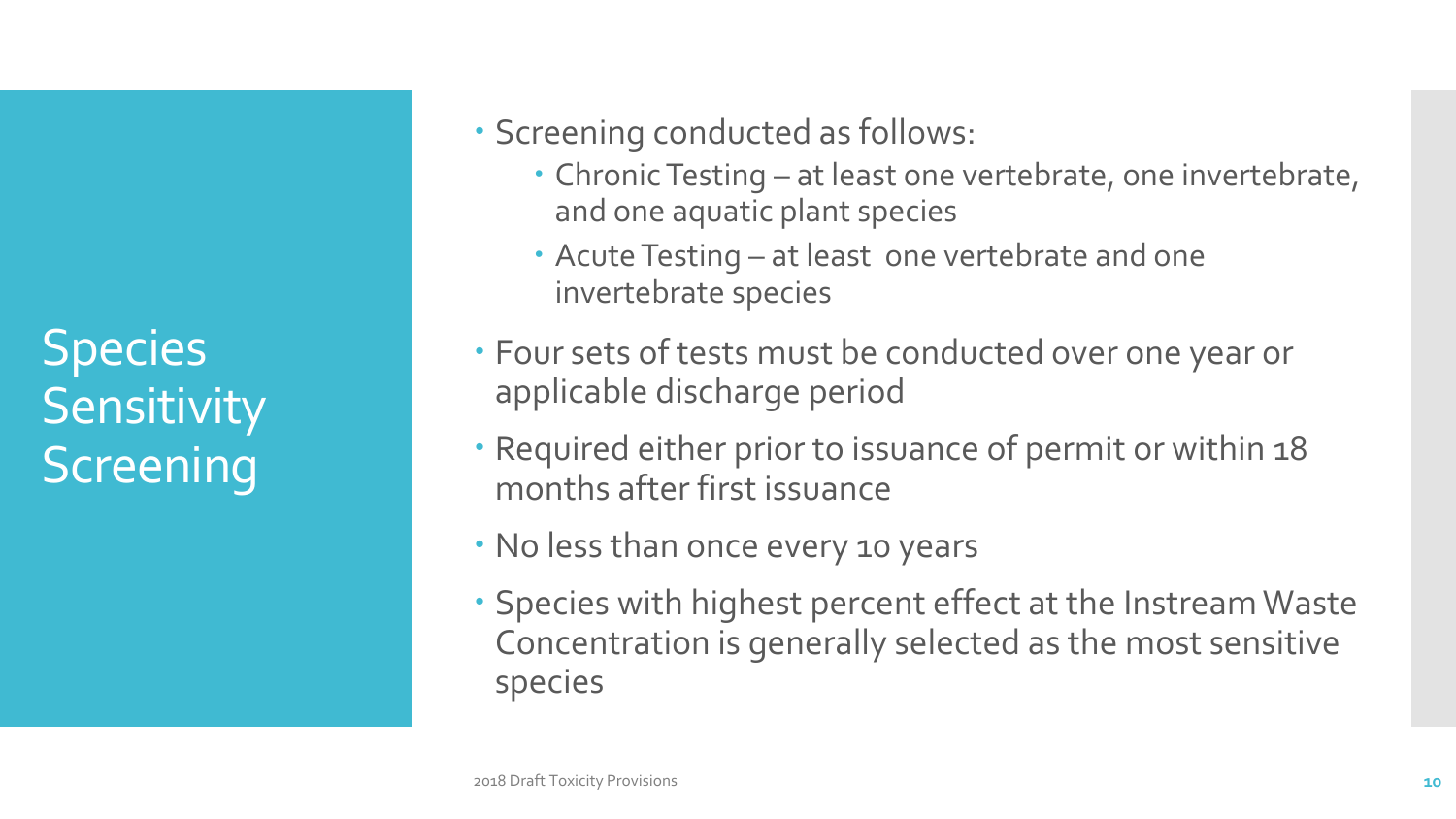# Species Sensitivity Screening

- Screening conducted as follows:
  - Chronic Testing – at least one vertebrate, one invertebrate, and one aquatic plant species
  - Acute Testing – at least one vertebrate and one invertebrate species
- Four sets of tests must be conducted over one year or applicable discharge period
- Required either prior to issuance of permit or within 18 months after first issuance
- No less than once every 10 years
- Species with highest percent effect at the Instream Waste Concentration is generally selected as the most sensitive species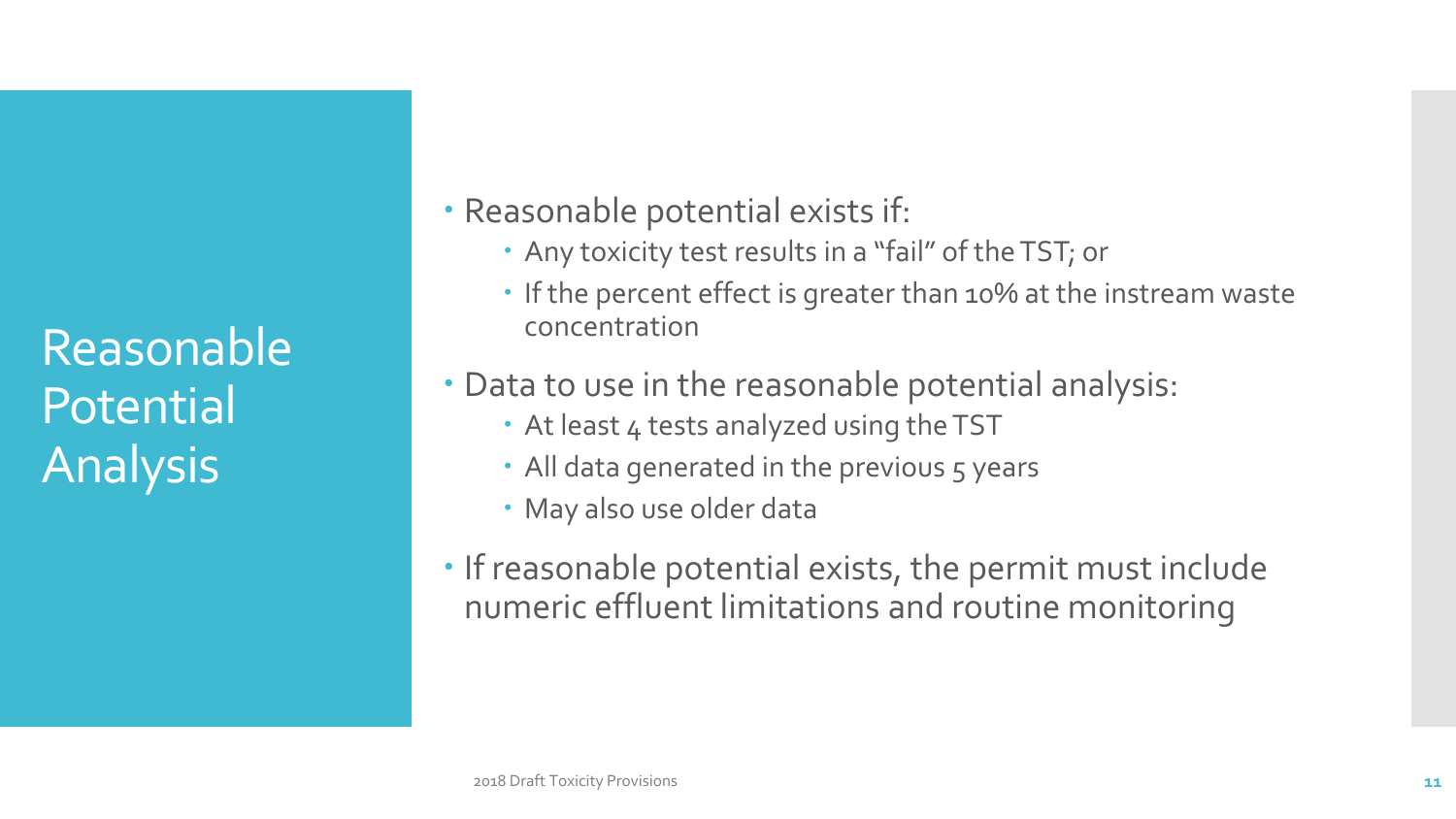# Reasonable Potential Analysis

- Reasonable potential exists if:
  - Any toxicity test results in a “fail” of the TST; or
  - If the percent effect is greater than 10% at the instream waste concentration
- Data to use in the reasonable potential analysis:
  - At least 4 tests analyzed using the TST
  - All data generated in the previous 5 years
  - May also use older data
- If reasonable potential exists, the permit must include numeric effluent limitations and routine monitoring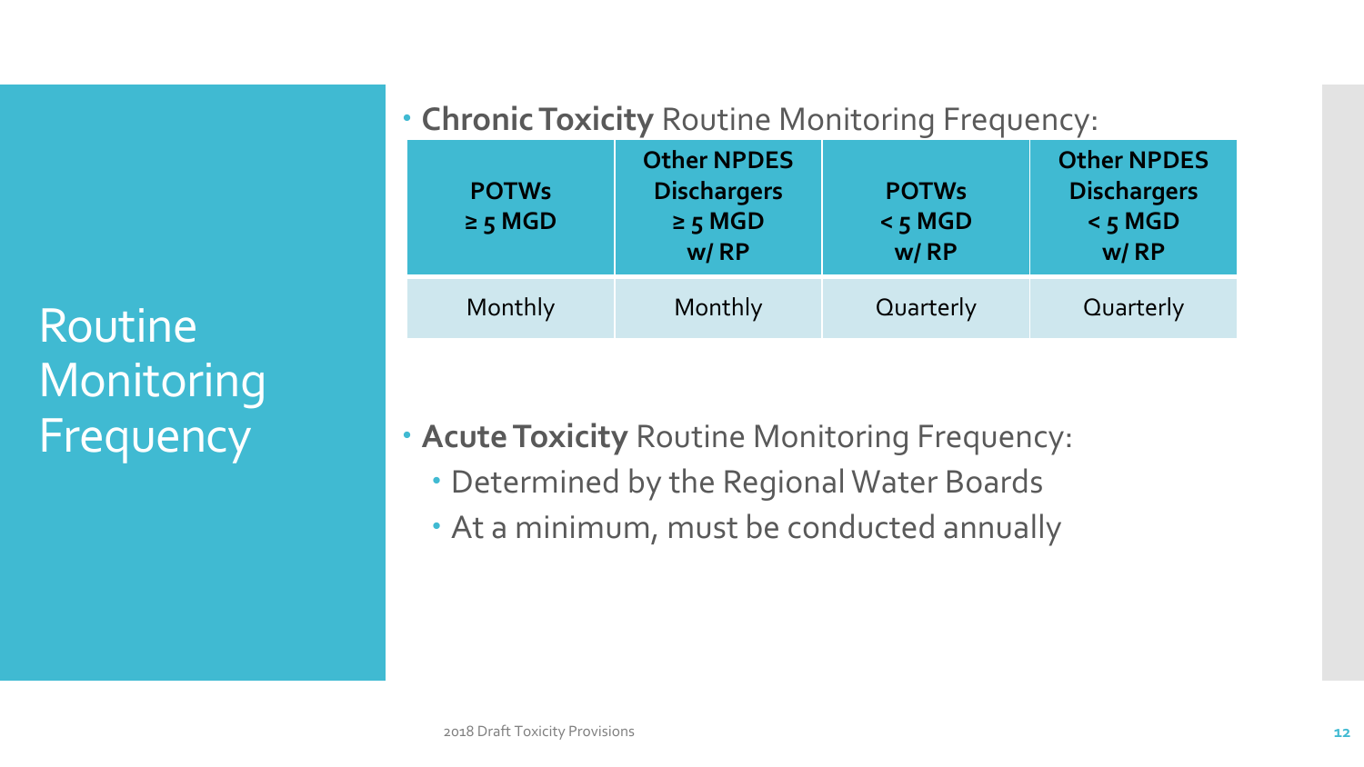# Routine Monitoring Frequency

- **Chronic Toxicity** Routine Monitoring Frequency:

| POTWs ≥ 5 MGD | Other NPDES Dischargers ≥ 5 MGD w/ RP | POTWs < 5 MGD w/ RP | Other NPDES Dischargers < 5 MGD w/ RP |
|---|---|---|---|
| Monthly | Monthly | Quarterly | Quarterly |

- **Acute Toxicity** Routine Monitoring Frequency:
  - Determined by the Regional Water Boards
  - At a minimum, must be conducted annually

2018 Draft Toxicity Provisions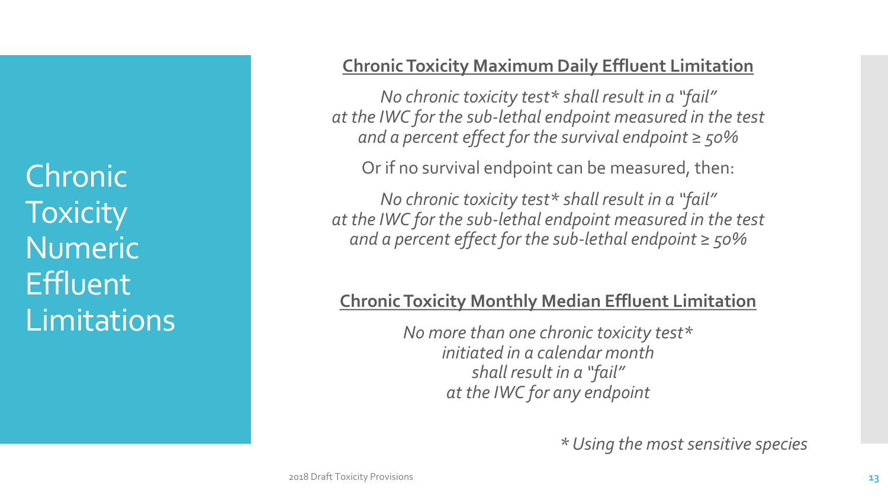# Chronic Toxicity Numeric Effluent Limitations

## Chronic Toxicity Maximum Daily Effluent Limitation

*No chronic toxicity test* shall result in a "fail" at the IWC for the sub-lethal endpoint measured in the test and a percent effect for the survival endpoint ≥ 50%*

Or if no survival endpoint can be measured, then:

*No chronic toxicity test* shall result in a "fail" at the IWC for the sub-lethal endpoint measured in the test and a percent effect for the sub-lethal endpoint ≥ 50%*

## Chronic Toxicity Monthly Median Effluent Limitation

*No more than one chronic toxicity test* initiated in a calendar month shall result in a "fail" at the IWC for any endpoint*

*\* Using the most sensitive species*

2018 Draft Toxicity Provisions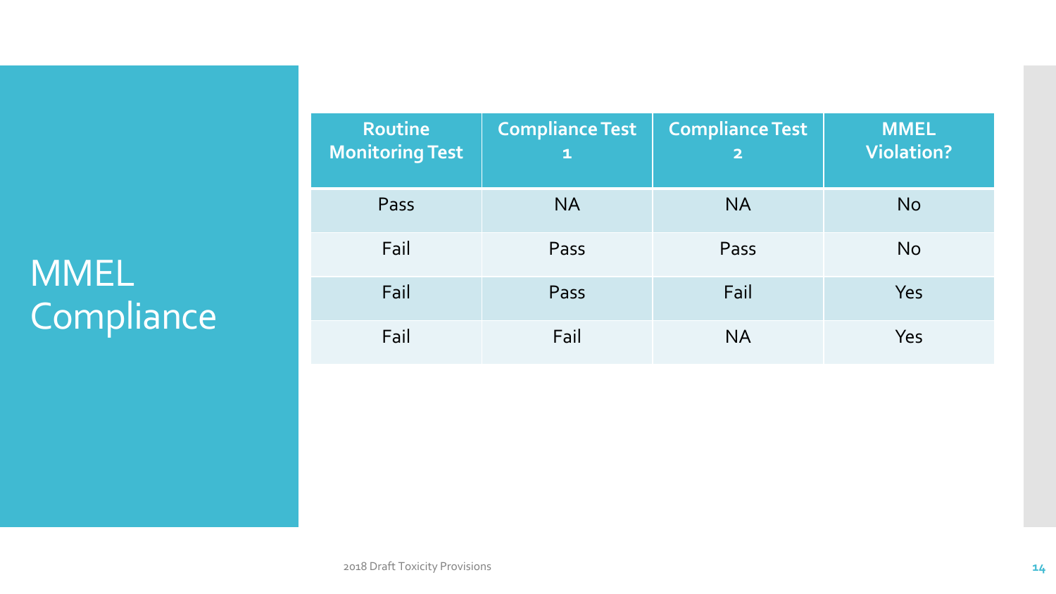# MMEL Compliance

| Routine Monitoring Test | Compliance Test 1 | Compliance Test 2 | MMEL Violation? |
|---|---|---|---|
| Pass | NA | NA | No |
| Fail | Pass | Pass | No |
| Fail | Pass | Fail | Yes |
| Fail | Fail | NA | Yes |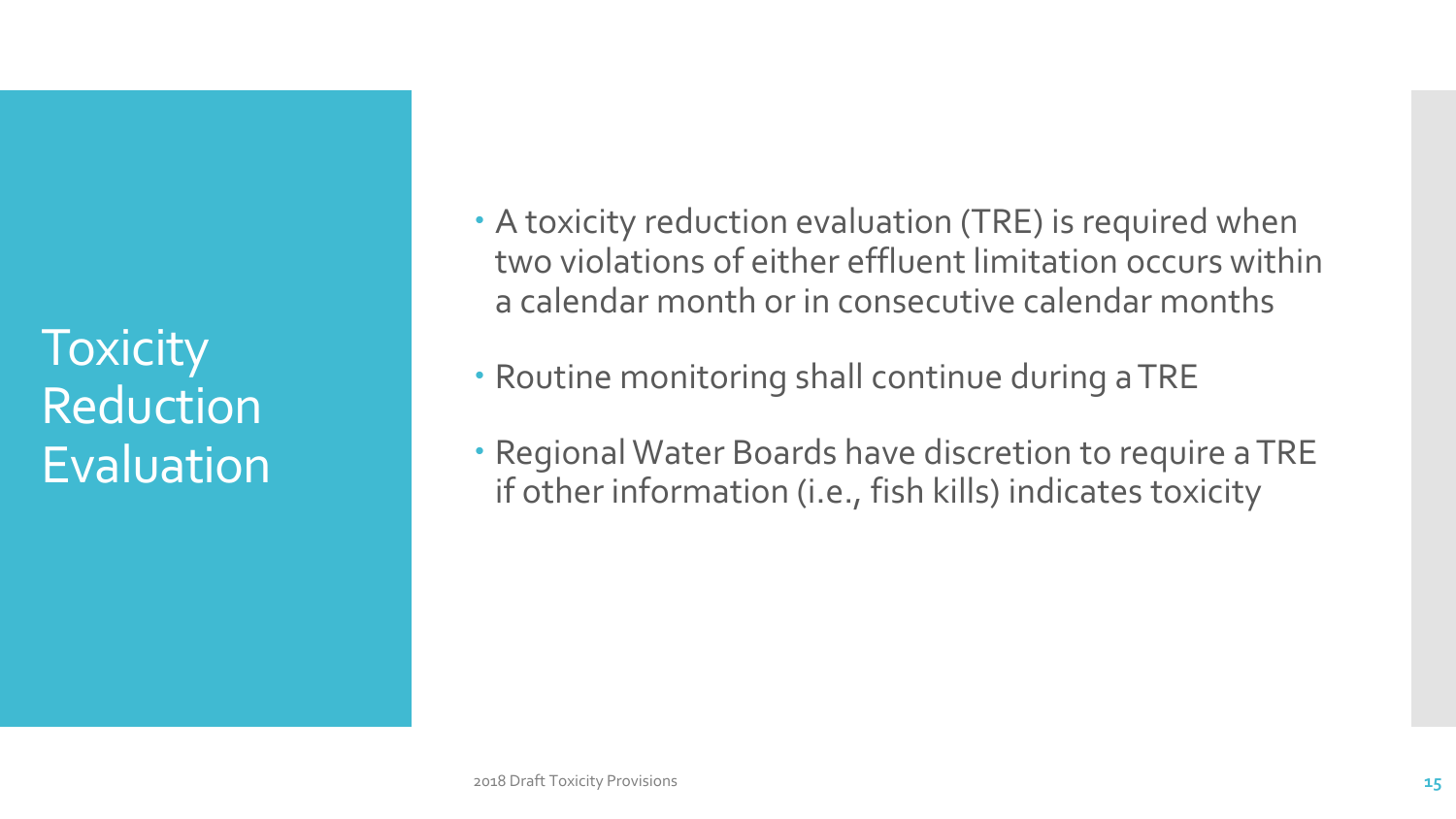# Toxicity Reduction Evaluation

- A toxicity reduction evaluation (TRE) is required when two violations of either effluent limitation occurs within a calendar month or in consecutive calendar months
- Routine monitoring shall continue during a TRE
- Regional Water Boards have discretion to require a TRE if other information (i.e., fish kills) indicates toxicity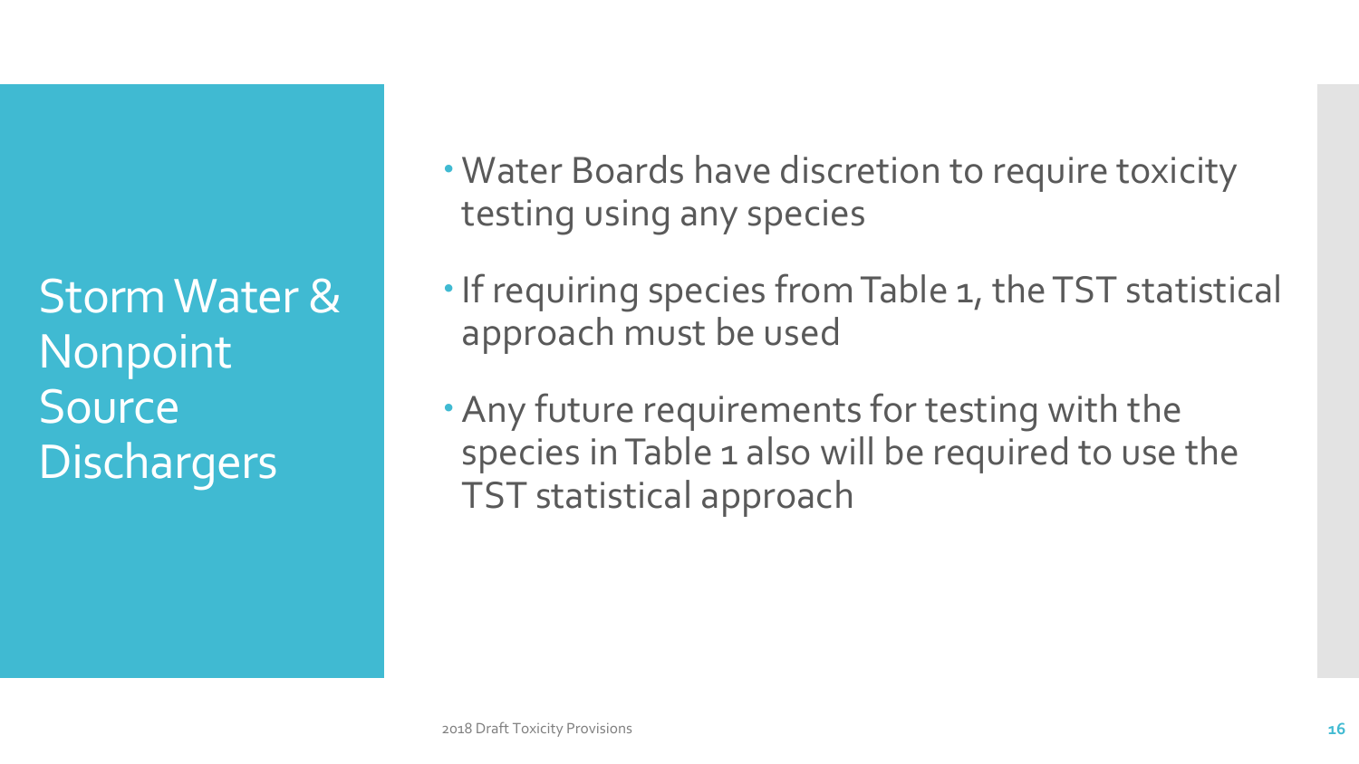# Storm Water & Nonpoint Source Dischargers

- Water Boards have discretion to require toxicity testing using any species
- If requiring species from Table 1, the TST statistical approach must be used
- Any future requirements for testing with the species in Table 1 also will be required to use the TST statistical approach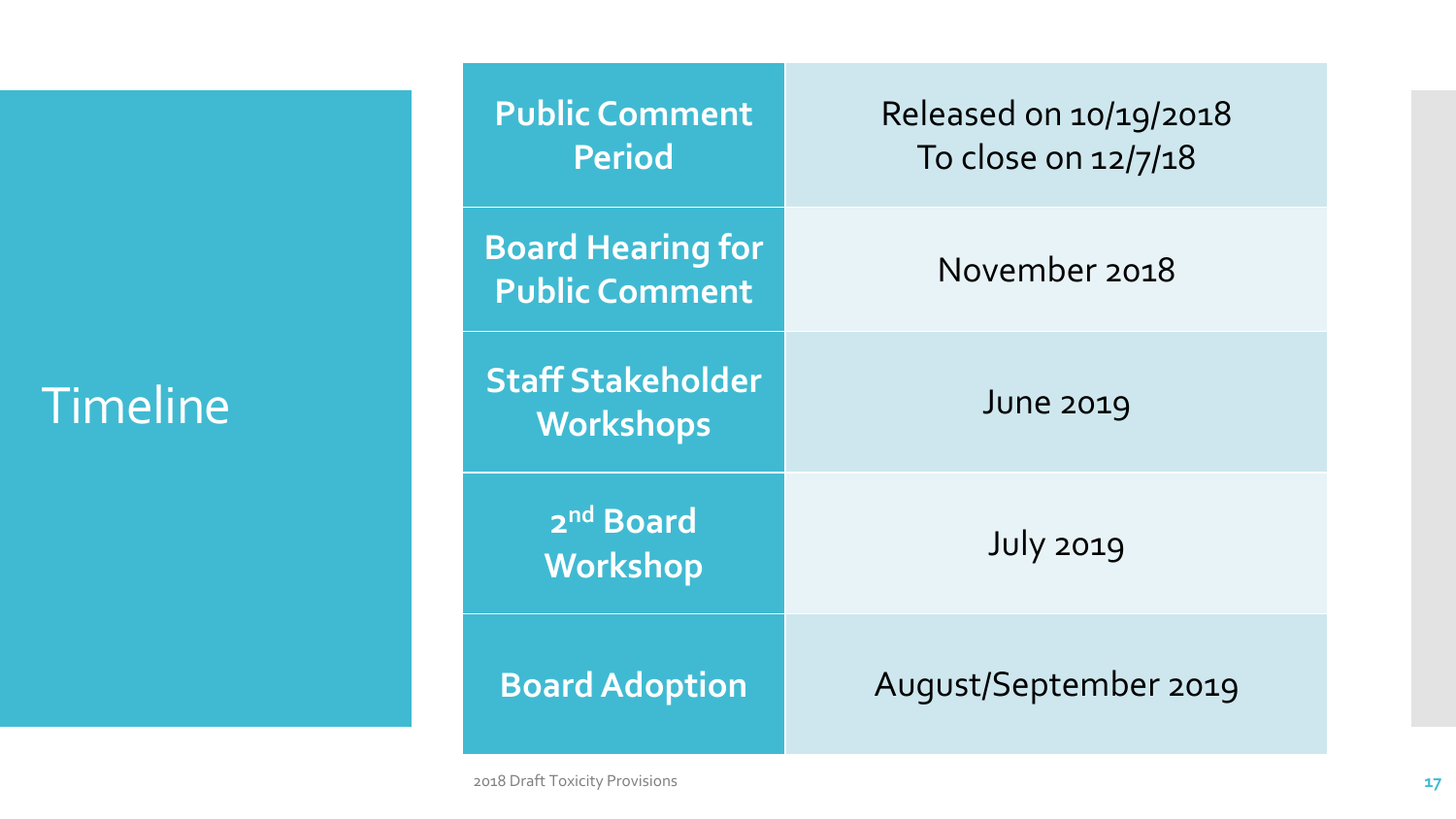# Timeline

| | |
|---|---|
| **Public Comment Period** | Released on 10/19/2018<br>To close on 12/7/18 |
| **Board Hearing for Public Comment** | November 2018 |
| **Staff Stakeholder Workshops** | June 2019 |
| **2nd Board Workshop** | July 2019 |
| **Board Adoption** | August/September 2019 |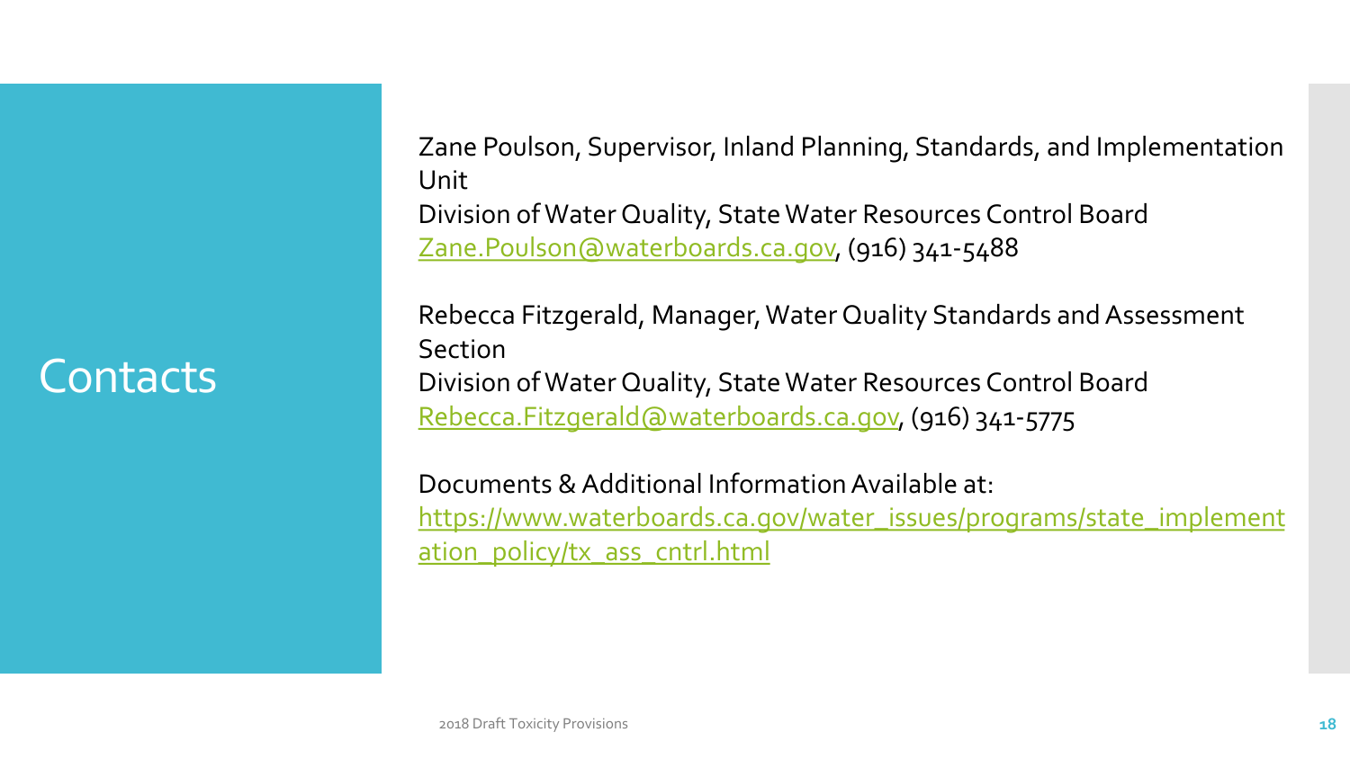# Contacts

Zane Poulson, Supervisor, Inland Planning, Standards, and Implementation Unit
Division of Water Quality, State Water Resources Control Board
Zane.Poulson@waterboards.ca.gov, (916) 341-5488

Rebecca Fitzgerald, Manager, Water Quality Standards and Assessment Section
Division of Water Quality, State Water Resources Control Board
Rebecca.Fitzgerald@waterboards.ca.gov, (916) 341-5775

Documents & Additional Information Available at:
https://www.waterboards.ca.gov/water_issues/programs/state_implementation_policy/tx_ass_cntrl.html